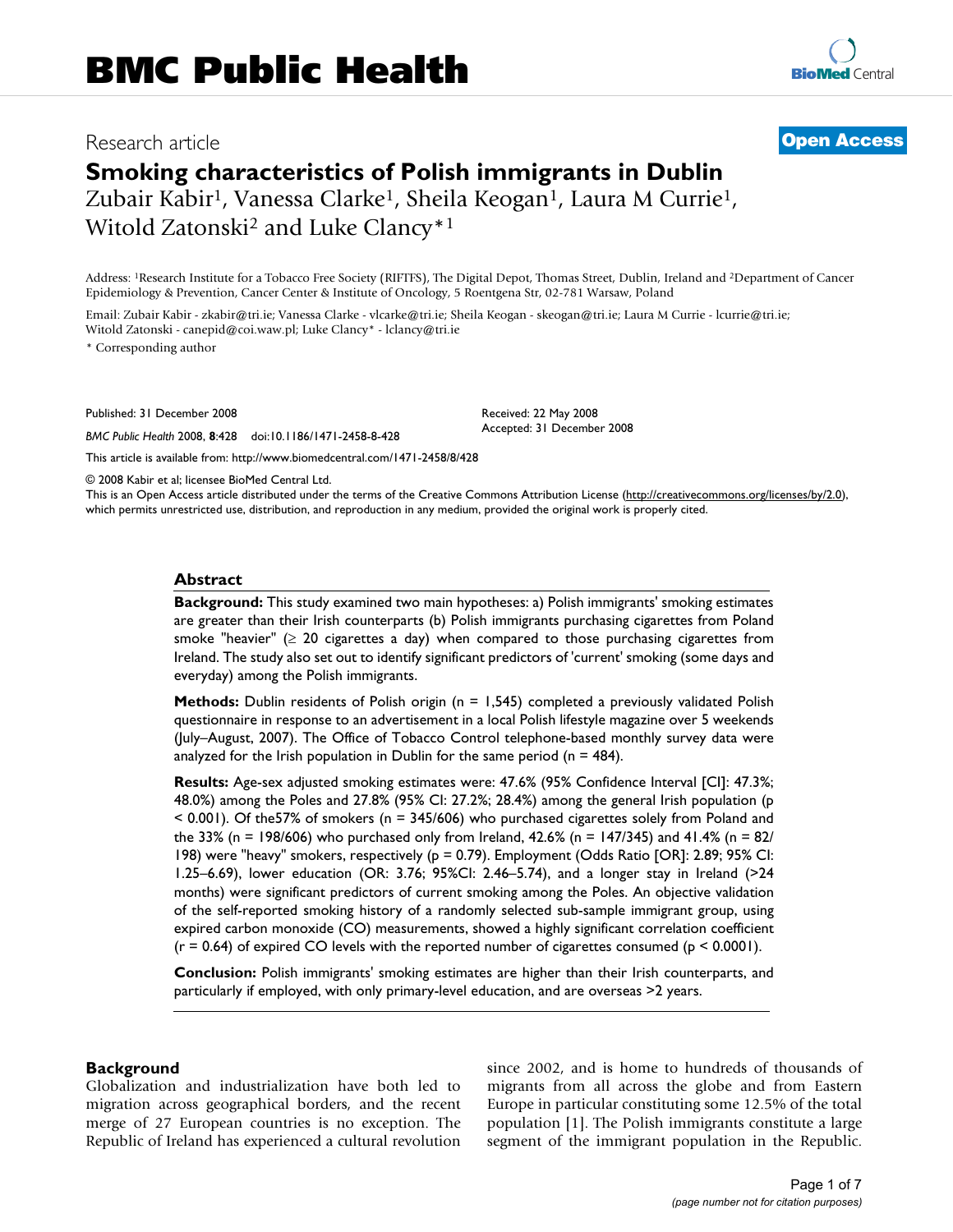Research article

**Open Access**

# Smoking characteristics of Polish immigrants in Dublin

Zubair Kabir[1], Vanessa Clarke[1], Sheila Keogan[1], Laura M Currie[1], Witold Zatonski[2] and Luke Clancy*[1]

Address: [1]Research Institute for a Tobacco Free Society (RIFTFS), The Digital Depot, Thomas Street, Dublin, Ireland and [2]Department of Cancer Epidemiology & Prevention, Cancer Center & Institute of Oncology, 5 Roentgena Str, 02-781 Warsaw, Poland

Email: Zubair Kabir - zkabir@tri.ie; Vanessa Clarke - vlcarke@tri.ie; Sheila Keogan - skeogan@tri.ie; Laura M Currie - lcurrie@tri.ie; Witold Zatonski - canepid@coi.waw.pl; Luke Clancy* - lclancy@tri.ie

* Corresponding author

Published: 31 December 2008

*BMC Public Health* 2008, **8**:428 doi:10.1186/1471-2458-8-428

Received: 22 May 2008
Accepted: 31 December 2008

This article is available from: http://www.biomedcentral.com/1471-2458/8/428

© 2008 Kabir et al; licensee BioMed Central Ltd.
This is an Open Access article distributed under the terms of the Creative Commons Attribution License (http://creativecommons.org/licenses/by/2.0), which permits unrestricted use, distribution, and reproduction in any medium, provided the original work is properly cited.

## Abstract

**Background:** This study examined two main hypotheses: a) Polish immigrants' smoking estimates are greater than their Irish counterparts (b) Polish immigrants purchasing cigarettes from Poland smoke "heavier" (≥ 20 cigarettes a day) when compared to those purchasing cigarettes from Ireland. The study also set out to identify significant predictors of 'current' smoking (some days and everyday) among the Polish immigrants.

**Methods:** Dublin residents of Polish origin (n = 1,545) completed a previously validated Polish questionnaire in response to an advertisement in a local Polish lifestyle magazine over 5 weekends (July–August, 2007). The Office of Tobacco Control telephone-based monthly survey data were analyzed for the Irish population in Dublin for the same period (n = 484).

**Results:** Age-sex adjusted smoking estimates were: 47.6% (95% Confidence Interval [CI]: 47.3%; 48.0%) among the Poles and 27.8% (95% CI: 27.2%; 28.4%) among the general Irish population ($p < 0.001$). Of the57% of smokers (n = 345/606) who purchased cigarettes solely from Poland and the 33% (n = 198/606) who purchased only from Ireland, 42.6% (n = 147/345) and 41.4% (n = 82/198) were "heavy" smokers, respectively ($p = 0.79$). Employment (Odds Ratio [OR]: 2.89; 95% CI: 1.25–6.69), lower education (OR: 3.76; 95%CI: 2.46–5.74), and a longer stay in Ireland (>24 months) were significant predictors of current smoking among the Poles. An objective validation of the self-reported smoking history of a randomly selected sub-sample immigrant group, using expired carbon monoxide (CO) measurements, showed a highly significant correlation coefficient ($r = 0.64$) of expired CO levels with the reported number of cigarettes consumed ($p < 0.0001$).

**Conclusion:** Polish immigrants' smoking estimates are higher than their Irish counterparts, and particularly if employed, with only primary-level education, and are overseas >2 years.

## Background

Globalization and industrialization have both led to migration across geographical borders, and the recent merge of 27 European countries is no exception. The Republic of Ireland has experienced a cultural revolution since 2002, and is home to hundreds of thousands of migrants from all across the globe and from Eastern Europe in particular constituting some 12.5% of the total population [1]. The Polish immigrants constitute a large segment of the immigrant population in the Republic.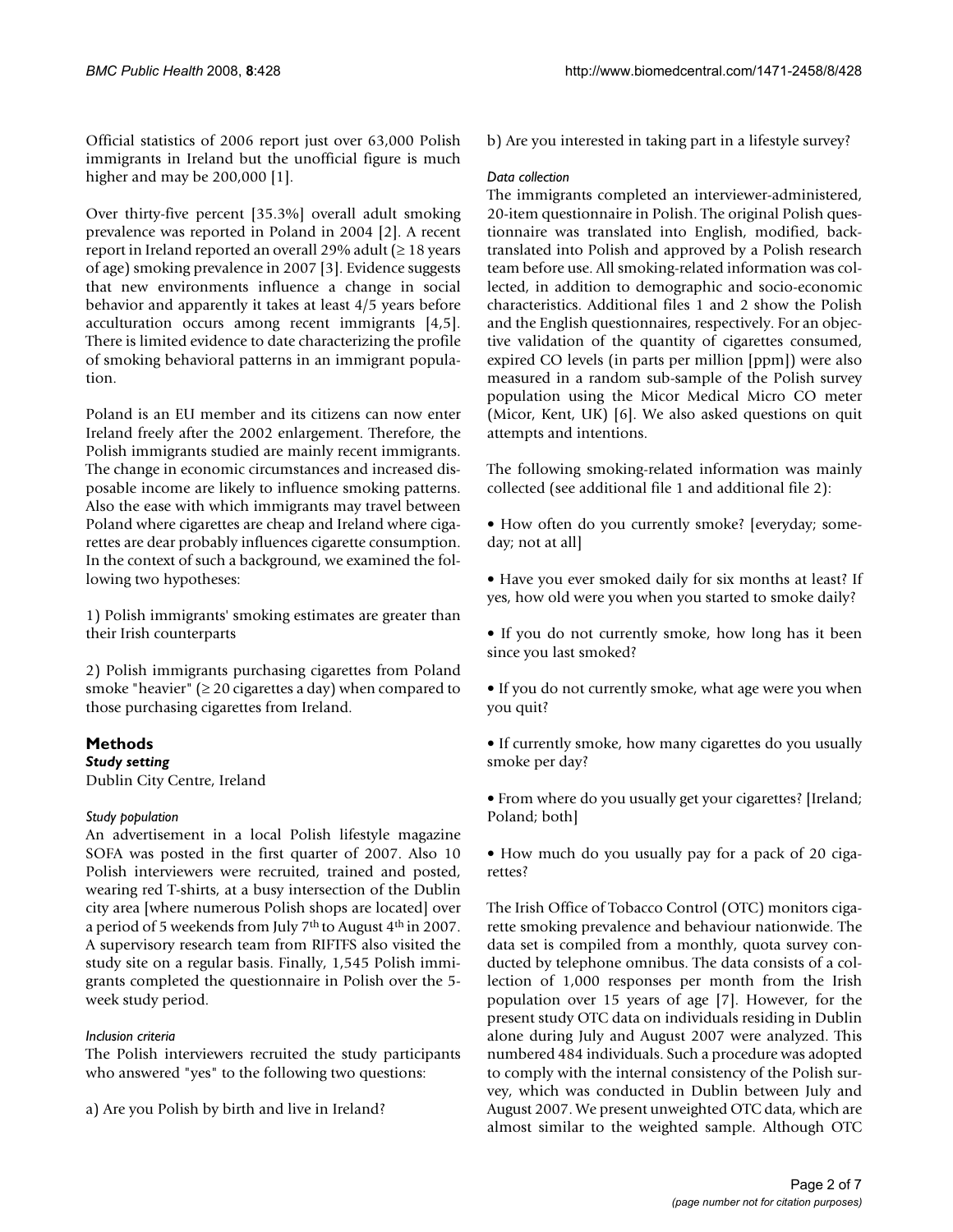Official statistics of 2006 report just over 63,000 Polish immigrants in Ireland but the unofficial figure is much higher and may be 200,000 [1].

Over thirty-five percent [35.3%] overall adult smoking prevalence was reported in Poland in 2004 [2]. A recent report in Ireland reported an overall 29% adult (≥ 18 years of age) smoking prevalence in 2007 [3]. Evidence suggests that new environments influence a change in social behavior and apparently it takes at least 4/5 years before acculturation occurs among recent immigrants [4,5]. There is limited evidence to date characterizing the profile of smoking behavioral patterns in an immigrant population.

Poland is an EU member and its citizens can now enter Ireland freely after the 2002 enlargement. Therefore, the Polish immigrants studied are mainly recent immigrants. The change in economic circumstances and increased disposable income are likely to influence smoking patterns. Also the ease with which immigrants may travel between Poland where cigarettes are cheap and Ireland where cigarettes are dear probably influences cigarette consumption. In the context of such a background, we examined the following two hypotheses:

1) Polish immigrants' smoking estimates are greater than their Irish counterparts

2) Polish immigrants purchasing cigarettes from Poland smoke "heavier" (≥ 20 cigarettes a day) when compared to those purchasing cigarettes from Ireland.

## Methods

### *Study setting*

Dublin City Centre, Ireland

#### *Study population*

An advertisement in a local Polish lifestyle magazine SOFA was posted in the first quarter of 2007. Also 10 Polish interviewers were recruited, trained and posted, wearing red T-shirts, at a busy intersection of the Dublin city area [where numerous Polish shops are located] over a period of 5 weekends from July 7th to August 4th in 2007. A supervisory research team from RIFTFS also visited the study site on a regular basis. Finally, 1,545 Polish immigrants completed the questionnaire in Polish over the 5-week study period.

#### *Inclusion criteria*

The Polish interviewers recruited the study participants who answered "yes" to the following two questions:

a) Are you Polish by birth and live in Ireland?

b) Are you interested in taking part in a lifestyle survey?

#### *Data collection*

The immigrants completed an interviewer-administered, 20-item questionnaire in Polish. The original Polish questionnaire was translated into English, modified, back-translated into Polish and approved by a Polish research team before use. All smoking-related information was collected, in addition to demographic and socio-economic characteristics. Additional files 1 and 2 show the Polish and the English questionnaires, respectively. For an objective validation of the quantity of cigarettes consumed, expired CO levels (in parts per million [ppm]) were also measured in a random sub-sample of the Polish survey population using the Micor Medical Micro CO meter (Micor, Kent, UK) [6]. We also asked questions on quit attempts and intentions.

The following smoking-related information was mainly collected (see additional file 1 and additional file 2):

- How often do you currently smoke? [everyday; someday; not at all]
- Have you ever smoked daily for six months at least? If yes, how old were you when you started to smoke daily?
- If you do not currently smoke, how long has it been since you last smoked?
- If you do not currently smoke, what age were you when you quit?
- If currently smoke, how many cigarettes do you usually smoke per day?
- From where do you usually get your cigarettes? [Ireland; Poland; both]
- How much do you usually pay for a pack of 20 cigarettes?

The Irish Office of Tobacco Control (OTC) monitors cigarette smoking prevalence and behaviour nationwide. The data set is compiled from a monthly, quota survey conducted by telephone omnibus. The data consists of a collection of 1,000 responses per month from the Irish population over 15 years of age [7]. However, for the present study OTC data on individuals residing in Dublin alone during July and August 2007 were analyzed. This numbered 484 individuals. Such a procedure was adopted to comply with the internal consistency of the Polish survey, which was conducted in Dublin between July and August 2007. We present unweighted OTC data, which are almost similar to the weighted sample. Although OTC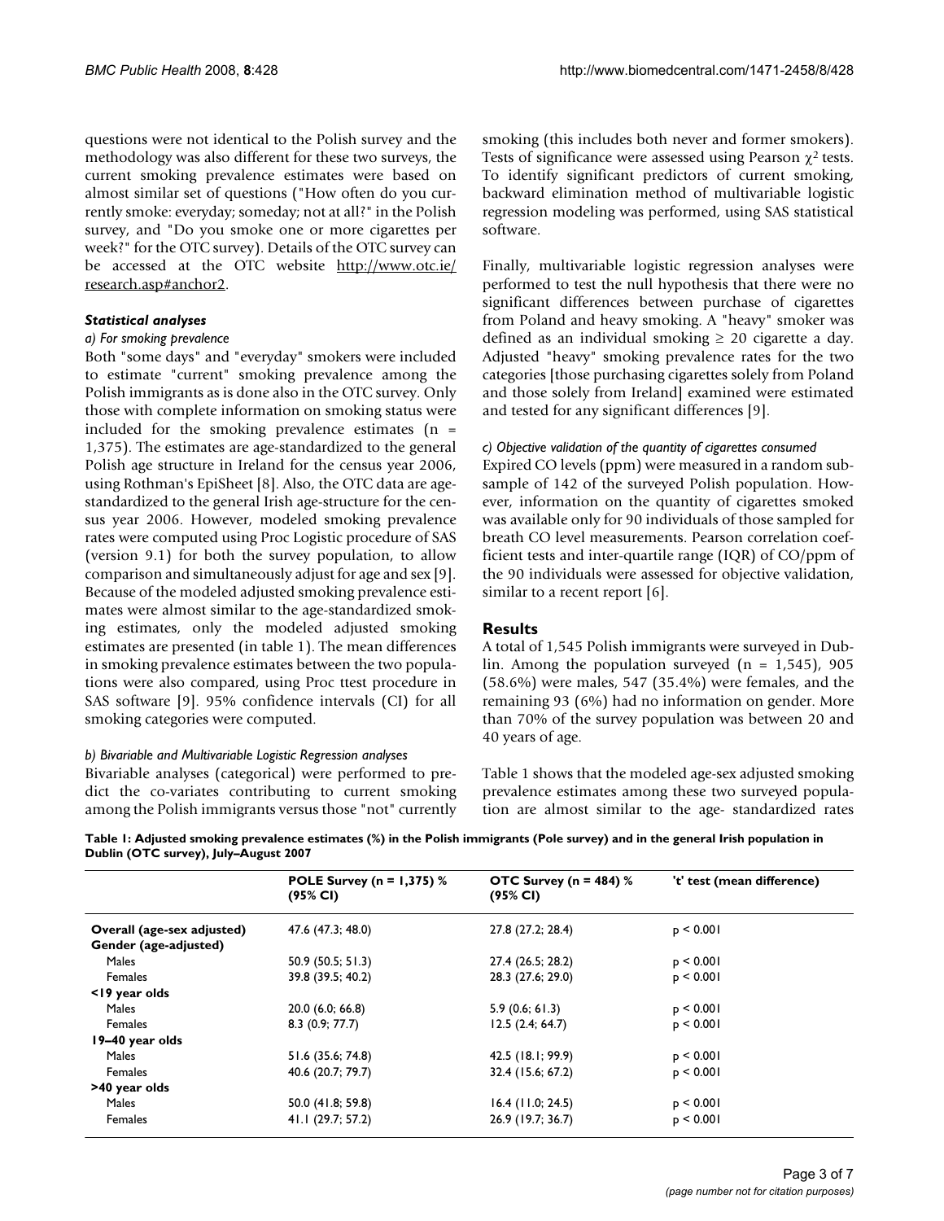questions were not identical to the Polish survey and the methodology was also different for these two surveys, the current smoking prevalence estimates were based on almost similar set of questions ("How often do you currently smoke: everyday; someday; not at all?" in the Polish survey, and "Do you smoke one or more cigarettes per week?" for the OTC survey). Details of the OTC survey can be accessed at the OTC website http://www.otc.ie/research.asp#anchor2.

### *Statistical analyses*

*a) For smoking prevalence*

Both "some days" and "everyday" smokers were included to estimate "current" smoking prevalence among the Polish immigrants as is done also in the OTC survey. Only those with complete information on smoking status were included for the smoking prevalence estimates (n = 1,375). The estimates are age-standardized to the general Polish age structure in Ireland for the census year 2006, using Rothman's EpiSheet [8]. Also, the OTC data are age-standardized to the general Irish age-structure for the census year 2006. However, modeled smoking prevalence rates were computed using Proc Logistic procedure of SAS (version 9.1) for both the survey population, to allow comparison and simultaneously adjust for age and sex [9]. Because of the modeled adjusted smoking prevalence estimates were almost similar to the age-standardized smoking estimates, only the modeled adjusted smoking estimates are presented (in table 1). The mean differences in smoking prevalence estimates between the two populations were also compared, using Proc ttest procedure in SAS software [9]. 95% confidence intervals (CI) for all smoking categories were computed.

*b) Bivariable and Multivariable Logistic Regression analyses*

Bivariable analyses (categorical) were performed to predict the co-variates contributing to current smoking among the Polish immigrants versus those "not" currently smoking (this includes both never and former smokers). Tests of significance were assessed using Pearson $\chi^2$ tests. To identify significant predictors of current smoking, backward elimination method of multivariable logistic regression modeling was performed, using SAS statistical software.

Finally, multivariable logistic regression analyses were performed to test the null hypothesis that there were no significant differences between purchase of cigarettes from Poland and heavy smoking. A "heavy" smoker was defined as an individual smoking ≥ 20 cigarette a day. Adjusted "heavy" smoking prevalence rates for the two categories [those purchasing cigarettes solely from Poland and those solely from Ireland] examined were estimated and tested for any significant differences [9].

*c) Objective validation of the quantity of cigarettes consumed*

Expired CO levels (ppm) were measured in a random subsample of 142 of the surveyed Polish population. However, information on the quantity of cigarettes smoked was available only for 90 individuals of those sampled for breath CO level measurements. Pearson correlation coefficient tests and inter-quartile range (IQR) of CO/ppm of the 90 individuals were assessed for objective validation, similar to a recent report [6].

## Results

A total of 1,545 Polish immigrants were surveyed in Dublin. Among the population surveyed (n = 1,545), 905 (58.6%) were males, 547 (35.4%) were females, and the remaining 93 (6%) had no information on gender. More than 70% of the survey population was between 20 and 40 years of age.

Table 1 shows that the modeled age-sex adjusted smoking prevalence estimates among these two surveyed population are almost similar to the age- standardized rates

**Table 1: Adjusted smoking prevalence estimates (%) in the Polish immigrants (Pole survey) and in the general Irish population in Dublin (OTC survey), July–August 2007**

| | POLE Survey (n = 1,375) % (95% CI) | OTC Survey (n = 484) % (95% CI) | 't' test (mean difference) |
|---|---|---|---|
| **Overall (age-sex adjusted)** | 47.6 (47.3; 48.0) | 27.8 (27.2; 28.4) | $p < 0.001$ |
| **Gender (age-adjusted)** | | | |
| Males | 50.9 (50.5; 51.3) | 27.4 (26.5; 28.2) | $p < 0.001$ |
| Females | 39.8 (39.5; 40.2) | 28.3 (27.6; 29.0) | $p < 0.001$ |
| **<19 year olds** | | | |
| Males | 20.0 (6.0; 66.8) | 5.9 (0.6; 61.3) | $p < 0.001$ |
| Females | 8.3 (0.9; 77.7) | 12.5 (2.4; 64.7) | $p < 0.001$ |
| **19–40 year olds** | | | |
| Males | 51.6 (35.6; 74.8) | 42.5 (18.1; 99.9) | $p < 0.001$ |
| Females | 40.6 (20.7; 79.7) | 32.4 (15.6; 67.2) | $p < 0.001$ |
| **>40 year olds** | | | |
| Males | 50.0 (41.8; 59.8) | 16.4 (11.0; 24.5) | $p < 0.001$ |
| Females | 41.1 (29.7; 57.2) | 26.9 (19.7; 36.7) | $p < 0.001$ |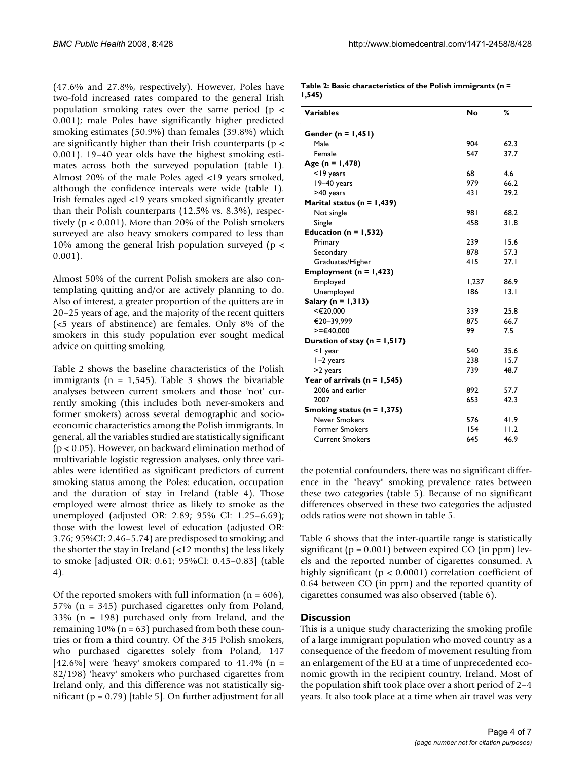(47.6% and 27.8%, respectively). However, Poles have two-fold increased rates compared to the general Irish population smoking rates over the same period ($p < 0.001$); male Poles have significantly higher predicted smoking estimates (50.9%) than females (39.8%) which are significantly higher than their Irish counterparts ($p < 0.001$). 19–40 year olds have the highest smoking estimates across both the surveyed population (table 1). Almost 20% of the male Poles aged <19 years smoked, although the confidence intervals were wide (table 1). Irish females aged <19 years smoked significantly greater than their Polish counterparts (12.5% vs. 8.3%), respectively ($p < 0.001$). More than 20% of the Polish smokers surveyed are also heavy smokers compared to less than 10% among the general Irish population surveyed ($p < 0.001$).

Almost 50% of the current Polish smokers are also contemplating quitting and/or are actively planning to do. Also of interest, a greater proportion of the quitters are in 20–25 years of age, and the majority of the recent quitters (<5 years of abstinence) are females. Only 8% of the smokers in this study population ever sought medical advice on quitting smoking.

Table 2 shows the baseline characteristics of the Polish immigrants (n = 1,545). Table 3 shows the bivariable analyses between current smokers and those 'not' currently smoking (this includes both never-smokers and former smokers) across several demographic and socio-economic characteristics among the Polish immigrants. In general, all the variables studied are statistically significant ($p < 0.05$). However, on backward elimination method of multivariable logistic regression analyses, only three variables were identified as significant predictors of current smoking status among the Poles: education, occupation and the duration of stay in Ireland (table 4). Those employed were almost thrice as likely to smoke as the unemployed (adjusted OR: 2.89; 95% CI: 1.25–6.69); those with the lowest level of education (adjusted OR: 3.76; 95%CI: 2.46–5.74) are predisposed to smoking; and the shorter the stay in Ireland (<12 months) the less likely to smoke [adjusted OR: 0.61; 95%CI: 0.45–0.83] (table 4).

Of the reported smokers with full information (n = 606), 57% (n = 345) purchased cigarettes only from Poland, 33% (n = 198) purchased only from Ireland, and the remaining 10% (n = 63) purchased from both these countries or from a third country. Of the 345 Polish smokers, who purchased cigarettes solely from Poland, 147 [42.6%] were 'heavy' smokers compared to 41.4% (n = 82/198) 'heavy' smokers who purchased cigarettes from Ireland only, and this difference was not statistically significant ($p = 0.79$) [table 5]. On further adjustment for all the potential confounders, there was no significant difference in the "heavy" smoking prevalence rates between these two categories (table 5). Because of no significant differences observed in these two categories the adjusted odds ratios were not shown in table 5.

**Table 2: Basic characteristics of the Polish immigrants (n = 1,545)**

| Variables | No | % |
|---|---|---|
| **Gender (n = 1,451)** | | |
| Male | 904 | 62.3 |
| Female | 547 | 37.7 |
| **Age (n = 1,478)** | | |
| <19 years | 68 | 4.6 |
| 19–40 years | 979 | 66.2 |
| >40 years | 431 | 29.2 |
| **Marital status (n = 1,439)** | | |
| Not single | 981 | 68.2 |
| Single | 458 | 31.8 |
| **Education (n = 1,532)** | | |
| Primary | 239 | 15.6 |
| Secondary | 878 | 57.3 |
| Graduates/Higher | 415 | 27.1 |
| **Employment (n = 1,423)** | | |
| Employed | 1,237 | 86.9 |
| Unemployed | 186 | 13.1 |
| **Salary (n = 1,313)** | | |
| <€20,000 | 339 | 25.8 |
| €20–39,999 | 875 | 66.7 |
| >=€40,000 | 99 | 7.5 |
| **Duration of stay (n = 1,517)** | | |
| <1 year | 540 | 35.6 |
| 1–2 years | 238 | 15.7 |
| >2 years | 739 | 48.7 |
| **Year of arrivals (n = 1,545)** | | |
| 2006 and earlier | 892 | 57.7 |
| 2007 | 653 | 42.3 |
| **Smoking status (n = 1,375)** | | |
| Never Smokers | 576 | 41.9 |
| Former Smokers | 154 | 11.2 |
| Current Smokers | 645 | 46.9 |

Table 6 shows that the inter-quartile range is statistically significant ($p = 0.001$) between expired CO (in ppm) levels and the reported number of cigarettes consumed. A highly significant ($p < 0.0001$) correlation coefficient of 0.64 between CO (in ppm) and the reported quantity of cigarettes consumed was also observed (table 6).

## Discussion

This is a unique study characterizing the smoking profile of a large immigrant population who moved country as a consequence of the freedom of movement resulting from an enlargement of the EU at a time of unprecedented economic growth in the recipient country, Ireland. Most of the population shift took place over a short period of 2–4 years. It also took place at a time when air travel was very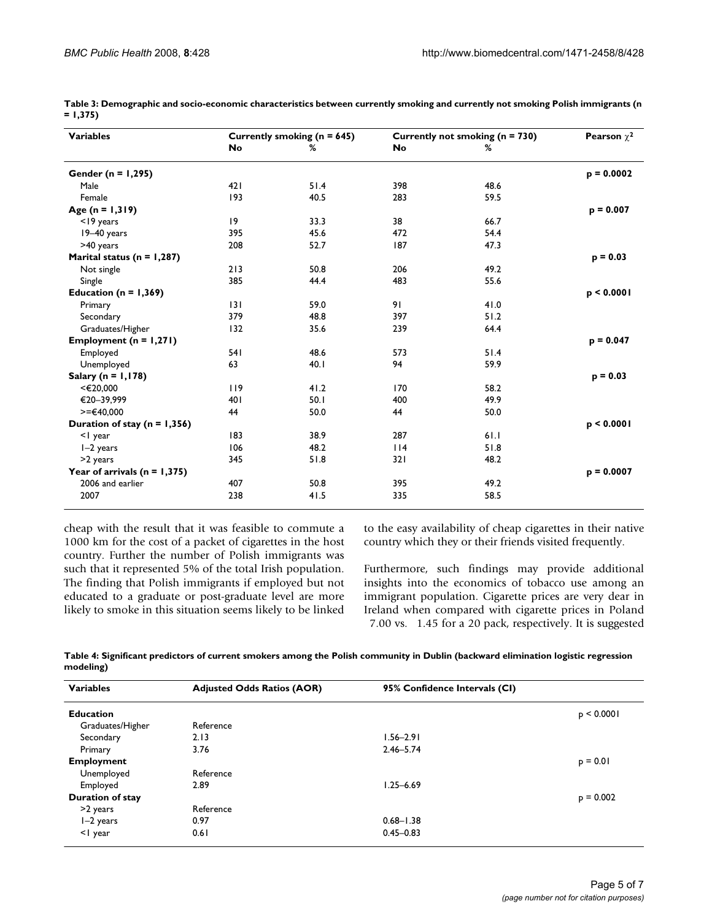**Table 3: Demographic and socio-economic characteristics between currently smoking and currently not smoking Polish immigrants (n = 1,375)**

| Variables | Currently smoking (n = 645) | | Currently not smoking (n = 730) | | Pearson $\chi^2$ |
|---|---|---|---|---|---|
| | No | % | No | % | |
| **Gender (n = 1,295)** | | | | | **p = 0.0002** |
| Male | 421 | 51.4 | 398 | 48.6 | |
| Female | 193 | 40.5 | 283 | 59.5 | |
| **Age (n = 1,319)** | | | | | **p = 0.007** |
| <19 years | 19 | 33.3 | 38 | 66.7 | |
| 19–40 years | 395 | 45.6 | 472 | 54.4 | |
| >40 years | 208 | 52.7 | 187 | 47.3 | |
| **Marital status (n = 1,287)** | | | | | **p = 0.03** |
| Not single | 213 | 50.8 | 206 | 49.2 | |
| Single | 385 | 44.4 | 483 | 55.6 | |
| **Education (n = 1,369)** | | | | | **p < 0.0001** |
| Primary | 131 | 59.0 | 91 | 41.0 | |
| Secondary | 379 | 48.8 | 397 | 51.2 | |
| Graduates/Higher | 132 | 35.6 | 239 | 64.4 | |
| **Employment (n = 1,271)** | | | | | **p = 0.047** |
| Employed | 541 | 48.6 | 573 | 51.4 | |
| Unemployed | 63 | 40.1 | 94 | 59.9 | |
| **Salary (n = 1,178)** | | | | | **p = 0.03** |
| <€20,000 | 119 | 41.2 | 170 | 58.2 | |
| €20–39,999 | 401 | 50.1 | 400 | 49.9 | |
| >=€40,000 | 44 | 50.0 | 44 | 50.0 | |
| **Duration of stay (n = 1,356)** | | | | | **p < 0.0001** |
| <1 year | 183 | 38.9 | 287 | 61.1 | |
| 1–2 years | 106 | 48.2 | 114 | 51.8 | |
| >2 years | 345 | 51.8 | 321 | 48.2 | |
| **Year of arrivals (n = 1,375)** | | | | | **p = 0.0007** |
| 2006 and earlier | 407 | 50.8 | 395 | 49.2 | |
| 2007 | 238 | 41.5 | 335 | 58.5 | |

cheap with the result that it was feasible to commute a 1000 km for the cost of a packet of cigarettes in the host country. Further the number of Polish immigrants was such that it represented 5% of the total Irish population. The finding that Polish immigrants if employed but not educated to a graduate or post-graduate level are more likely to smoke in this situation seems likely to be linked to the easy availability of cheap cigarettes in their native country which they or their friends visited frequently.

Furthermore, such findings may provide additional insights into the economics of tobacco use among an immigrant population. Cigarette prices are very dear in Ireland when compared with cigarette prices in Poland 7.00 vs. 1.45 for a 20 pack, respectively. It is suggested

**Table 4: Significant predictors of current smokers among the Polish community in Dublin (backward elimination logistic regression modeling)**

| Variables | Adjusted Odds Ratios (AOR) | 95% Confidence Intervals (CI) | |
|---|---|---|---|
| **Education** | | | p < 0.0001 |
| Graduates/Higher | Reference | | |
| Secondary | 2.13 | 1.56–2.91 | |
| Primary | 3.76 | 2.46–5.74 | |
| **Employment** | | | p = 0.01 |
| Unemployed | Reference | | |
| Employed | 2.89 | 1.25–6.69 | |
| **Duration of stay** | | | p = 0.002 |
| >2 years | Reference | | |
| 1–2 years | 0.97 | 0.68–1.38 | |
| <1 year | 0.61 | 0.45–0.83 | |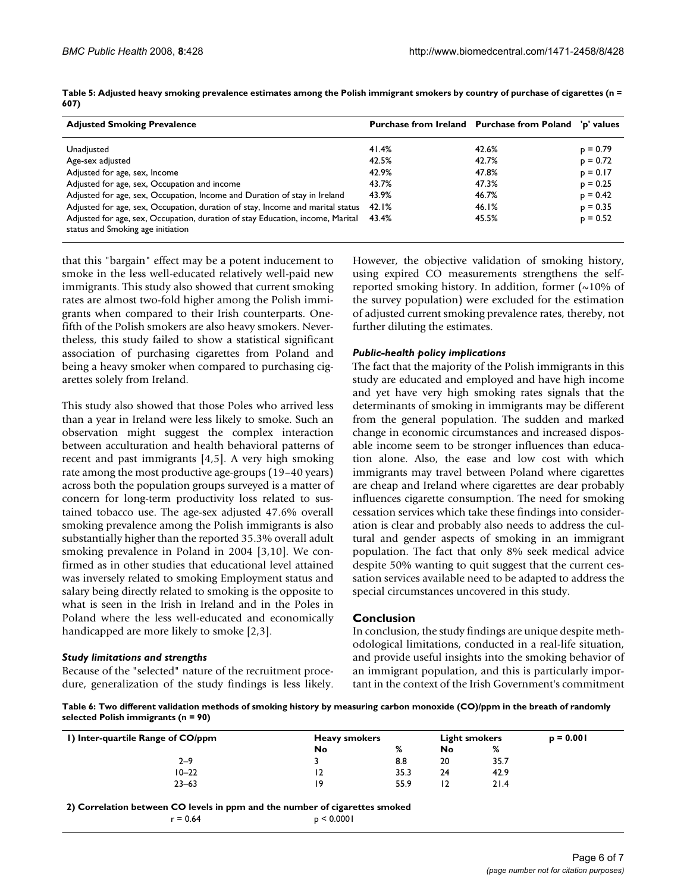**Table 5: Adjusted heavy smoking prevalence estimates among the Polish immigrant smokers by country of purchase of cigarettes (n = 607)**

| Adjusted Smoking Prevalence | Purchase from Ireland | Purchase from Poland | 'p' values |
|---|---|---|---|
| Unadjusted | 41.4% | 42.6% | p = 0.79 |
| Age-sex adjusted | 42.5% | 42.7% | p = 0.72 |
| Adjusted for age, sex, Income | 42.9% | 47.8% | p = 0.17 |
| Adjusted for age, sex, Occupation and income | 43.7% | 47.3% | p = 0.25 |
| Adjusted for age, sex, Occupation, Income and Duration of stay in Ireland | 43.9% | 46.7% | p = 0.42 |
| Adjusted for age, sex, Occupation, duration of stay, Income and marital status | 42.1% | 46.1% | p = 0.35 |
| Adjusted for age, sex, Occupation, duration of stay Education, income, Marital status and Smoking age initiation | 43.4% | 45.5% | p = 0.52 |

that this "bargain" effect may be a potent inducement to smoke in the less well-educated relatively well-paid new immigrants. This study also showed that current smoking rates are almost two-fold higher among the Polish immigrants when compared to their Irish counterparts. One-fifth of the Polish smokers are also heavy smokers. Nevertheless, this study failed to show a statistical significant association of purchasing cigarettes from Poland and being a heavy smoker when compared to purchasing cigarettes solely from Ireland.

This study also showed that those Poles who arrived less than a year in Ireland were less likely to smoke. Such an observation might suggest the complex interaction between acculturation and health behavioral patterns of recent and past immigrants [4,5]. A very high smoking rate among the most productive age-groups (19–40 years) across both the population groups surveyed is a matter of concern for long-term productivity loss related to sustained tobacco use. The age-sex adjusted 47.6% overall smoking prevalence among the Polish immigrants is also substantially higher than the reported 35.3% overall adult smoking prevalence in Poland in 2004 [3,10]. We confirmed as in other studies that educational level attained was inversely related to smoking Employment status and salary being directly related to smoking is the opposite to what is seen in the Irish in Ireland and in the Poles in Poland where the less well-educated and economically handicapped are more likely to smoke [2,3].

### *Study limitations and strengths*

Because of the "selected" nature of the recruitment procedure, generalization of the study findings is less likely. However, the objective validation of smoking history, using expired CO measurements strengthens the self-reported smoking history. In addition, former (~10% of the survey population) were excluded for the estimation of adjusted current smoking prevalence rates, thereby, not further diluting the estimates.

### *Public-health policy implications*

The fact that the majority of the Polish immigrants in this study are educated and employed and have high income and yet have very high smoking rates signals that the determinants of smoking in immigrants may be different from the general population. The sudden and marked change in economic circumstances and increased disposable income seem to be stronger influences than education alone. Also, the ease and low cost with which immigrants may travel between Poland where cigarettes are cheap and Ireland where cigarettes are dear probably influences cigarette consumption. The need for smoking cessation services which take these findings into consideration is clear and probably also needs to address the cultural and gender aspects of smoking in an immigrant population. The fact that only 8% seek medical advice despite 50% wanting to quit suggest that the current cessation services available need to be adapted to address the special circumstances uncovered in this study.

## Conclusion

In conclusion, the study findings are unique despite methodological limitations, conducted in a real-life situation, and provide useful insights into the smoking behavior of an immigrant population, and this is particularly important in the context of the Irish Government's commitment

**Table 6: Two different validation methods of smoking history by measuring carbon monoxide (CO)/ppm in the breath of randomly selected Polish immigrants (n = 90)**

| 1) Inter-quartile Range of CO/ppm | Heavy smokers | | Light smokers | | p = 0.001 |
|---|---|---|---|---|---|
| | No | % | No | % | |
| 2–9 | 3 | 8.8 | 20 | 35.7 | |
| 10–22 | 12 | 35.3 | 24 | 42.9 | |
| 23–63 | 19 | 55.9 | 12 | 21.4 | |

**2) Correlation between CO levels in ppm and the number of cigarettes smoked**

| r = 0.64 | p < 0.0001 |
|---|---|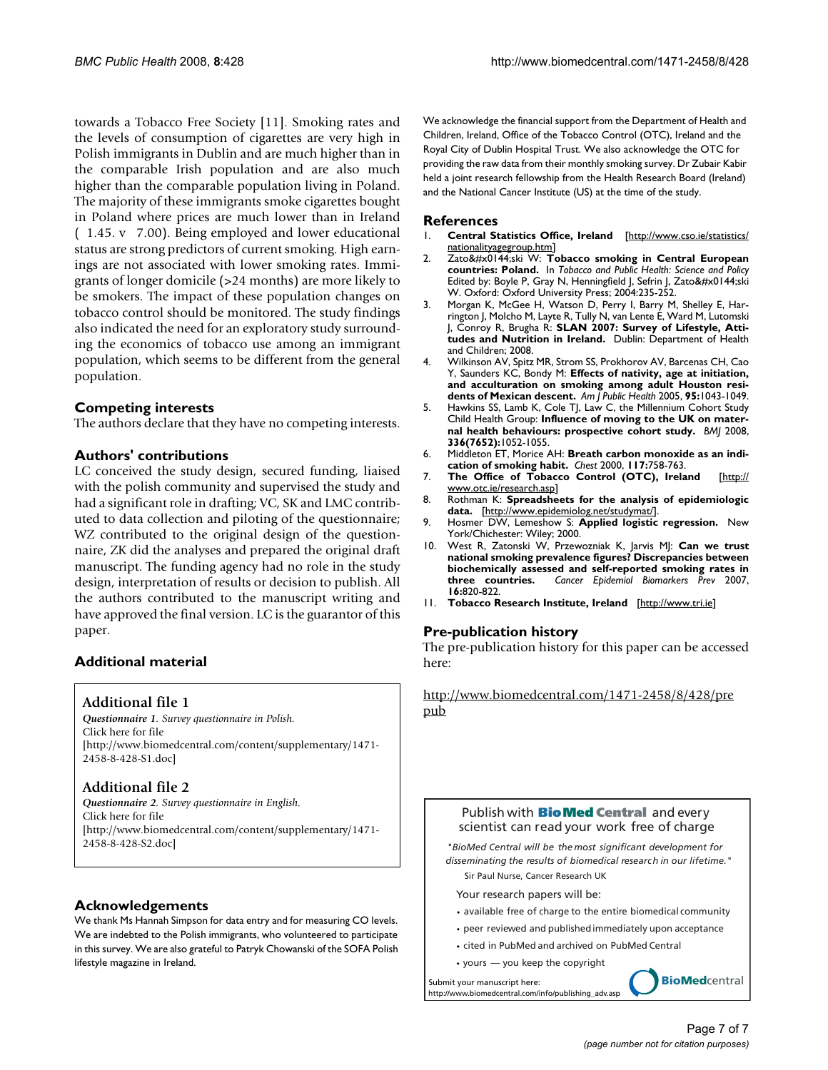towards a Tobacco Free Society [11]. Smoking rates and the levels of consumption of cigarettes are very high in Polish immigrants in Dublin and are much higher than in the comparable Irish population and are also much higher than the comparable population living in Poland. The majority of these immigrants smoke cigarettes bought in Poland where prices are much lower than in Ireland ( 1.45. v 7.00). Being employed and lower educational status are strong predictors of current smoking. High earnings are not associated with lower smoking rates. Immigrants of longer domicile (>24 months) are more likely to be smokers. The impact of these population changes on tobacco control should be monitored. The study findings also indicated the need for an exploratory study surrounding the economics of tobacco use among an immigrant population, which seems to be different from the general population.

## Competing interests

The authors declare that they have no competing interests.

## Authors' contributions

LC conceived the study design, secured funding, liaised with the polish community and supervised the study and had a significant role in drafting; VC, SK and LMC contributed to data collection and piloting of the questionnaire; WZ contributed to the original design of the questionnaire, ZK did the analyses and prepared the original draft manuscript. The funding agency had no role in the study design, interpretation of results or decision to publish. All the authors contributed to the manuscript writing and have approved the final version. LC is the guarantor of this paper.

## Additional material

### Additional file 1

*Questionnaire 1. Survey questionnaire in Polish.*
Click here for file
[http://www.biomedcentral.com/content/supplementary/1471-2458-8-428-S1.doc]

### Additional file 2

*Questionnaire 2. Survey questionnaire in English.*
Click here for file
[http://www.biomedcentral.com/content/supplementary/1471-2458-8-428-S2.doc]

## Acknowledgements

We thank Ms Hannah Simpson for data entry and for measuring CO levels. We are indebted to the Polish immigrants, who volunteered to participate in this survey. We are also grateful to Patryk Chowanski of the SOFA Polish lifestyle magazine in Ireland.

We acknowledge the financial support from the Department of Health and Children, Ireland, Office of the Tobacco Control (OTC), Ireland and the Royal City of Dublin Hospital Trust. We also acknowledge the OTC for providing the raw data from their monthly smoking survey. Dr Zubair Kabir held a joint research fellowship from the Health Research Board (Ireland) and the National Cancer Institute (US) at the time of the study.

## References

1. **Central Statistics Office, Ireland** [http://www.cso.ie/statistics/nationalityagegroup.htm]
2. Zato&#x0144;ski W: **Tobacco smoking in Central European countries: Poland.** In *Tobacco and Public Health: Science and Policy* Edited by: Boyle P, Gray N, Henningfield J, Sefrin J, Zato&#x0144;ski W. Oxford: Oxford University Press; 2004:235-252.
3. Morgan K, McGee H, Watson D, Perry I, Barry M, Shelley E, Harrington J, Molcho M, Layte R, Tully N, van Lente E, Ward M, Lutomski J, Conroy R, Brugha R: **SLAN 2007: Survey of Lifestyle, Attitudes and Nutrition in Ireland.** Dublin: Department of Health and Children; 2008.
4. Wilkinson AV, Spitz MR, Strom SS, Prokhorov AV, Barcenas CH, Cao Y, Saunders KC, Bondy M: **Effects of nativity, age at initiation, and acculturation on smoking among adult Houston residents of Mexican descent.** *Am J Public Health* 2005, **95:**1043-1049.
5. Hawkins SS, Lamb K, Cole TJ, Law C, the Millennium Cohort Study Child Health Group: **Influence of moving to the UK on maternal health behaviours: prospective cohort study.** *BMJ* 2008, **336(7652):**1052-1055.
6. Middleton ET, Morice AH: **Breath carbon monoxide as an indication of smoking habit.** *Chest* 2000, **117:**758-763.
7. **The Office of Tobacco Control (OTC), Ireland** [http://www.otc.ie/research.asp]
8. Rothman K: **Spreadsheets for the analysis of epidemiologic data.** [http://www.epidemiolog.net/studymat/].
9. Hosmer DW, Lemeshow S: **Applied logistic regression.** New York/Chichester: Wiley; 2000.
10. West R, Zatonski W, Przewozniak K, Jarvis MJ: **Can we trust national smoking prevalence figures? Discrepancies between biochemically assessed and self-reported smoking rates in three countries.** *Cancer Epidemiol Biomarkers Prev* 2007, **16:**820-822.
11. **Tobacco Research Institute, Ireland** [http://www.tri.ie]

## Pre-publication history

The pre-publication history for this paper can be accessed here:

http://www.biomedcentral.com/1471-2458/8/428/prepub

Publish with **BioMed Central** and every scientist can read your work free of charge

*"BioMed Central will be the most significant development for disseminating the results of biomedical research in our lifetime."*
Sir Paul Nurse, Cancer Research UK

Your research papers will be:

- available free of charge to the entire biomedical community
- peer reviewed and published immediately upon acceptance
- cited in PubMed and archived on PubMed Central
- yours — you keep the copyright

Submit your manuscript here:
http://www.biomedcentral.com/info/publishing_adv.asp

BioMedcentral